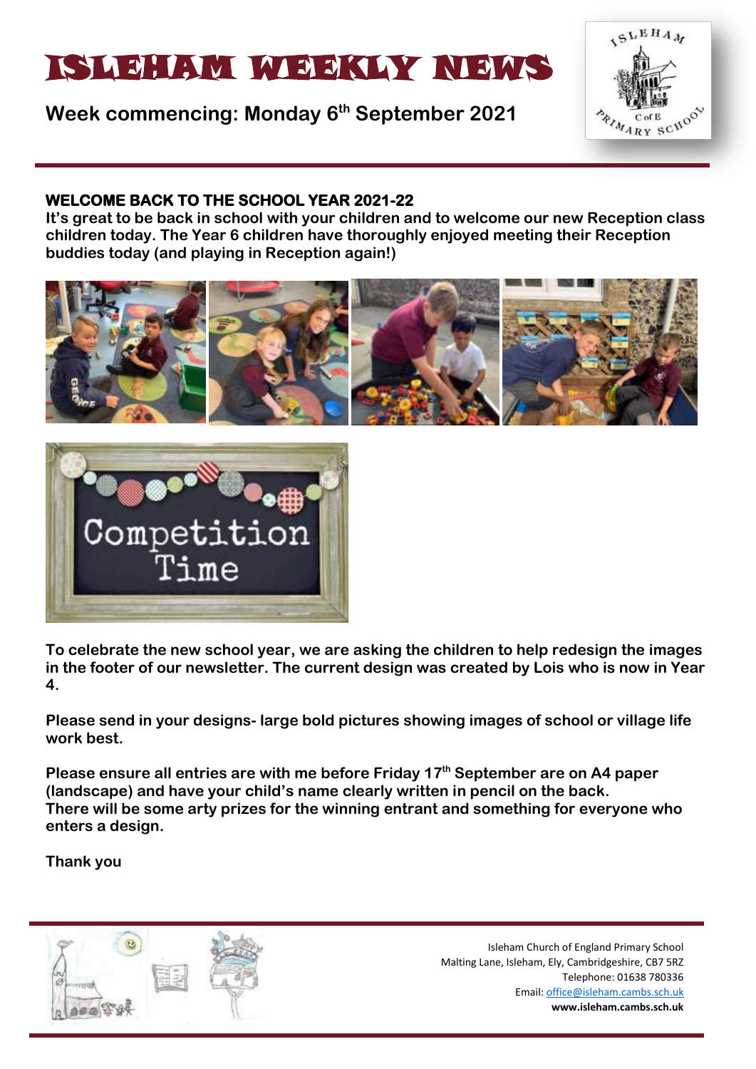# ISLEHAM WEEKLY NEWS

**Week commencing: Monday 6th September 2021**

## WELCOME BACK TO THE SCHOOL YEAR 2021-22

**It's great to be back in school with your children and to welcome our new Reception class children today. The Year 6 children have thoroughly enjoyed meeting their Reception buddies today (and playing in Reception again!)**

**To celebrate the new school year, we are asking the children to help redesign the images in the footer of our newsletter. The current design was created by Lois who is now in Year 4.**

**Please send in your designs- large bold pictures showing images of school or village life work best.**

**Please ensure all entries are with me before Friday 17th September are on A4 paper (landscape) and have your child's name clearly written in pencil on the back. There will be some arty prizes for the winning entrant and something for everyone who enters a design.**

**Thank you**

Isleham Church of England Primary School
Malting Lane, Isleham, Ely, Cambridgeshire, CB7 5RZ
Telephone: 01638 780336
Email: office@isleham.cambs.sch.uk
**www.isleham.cambs.sch.uk**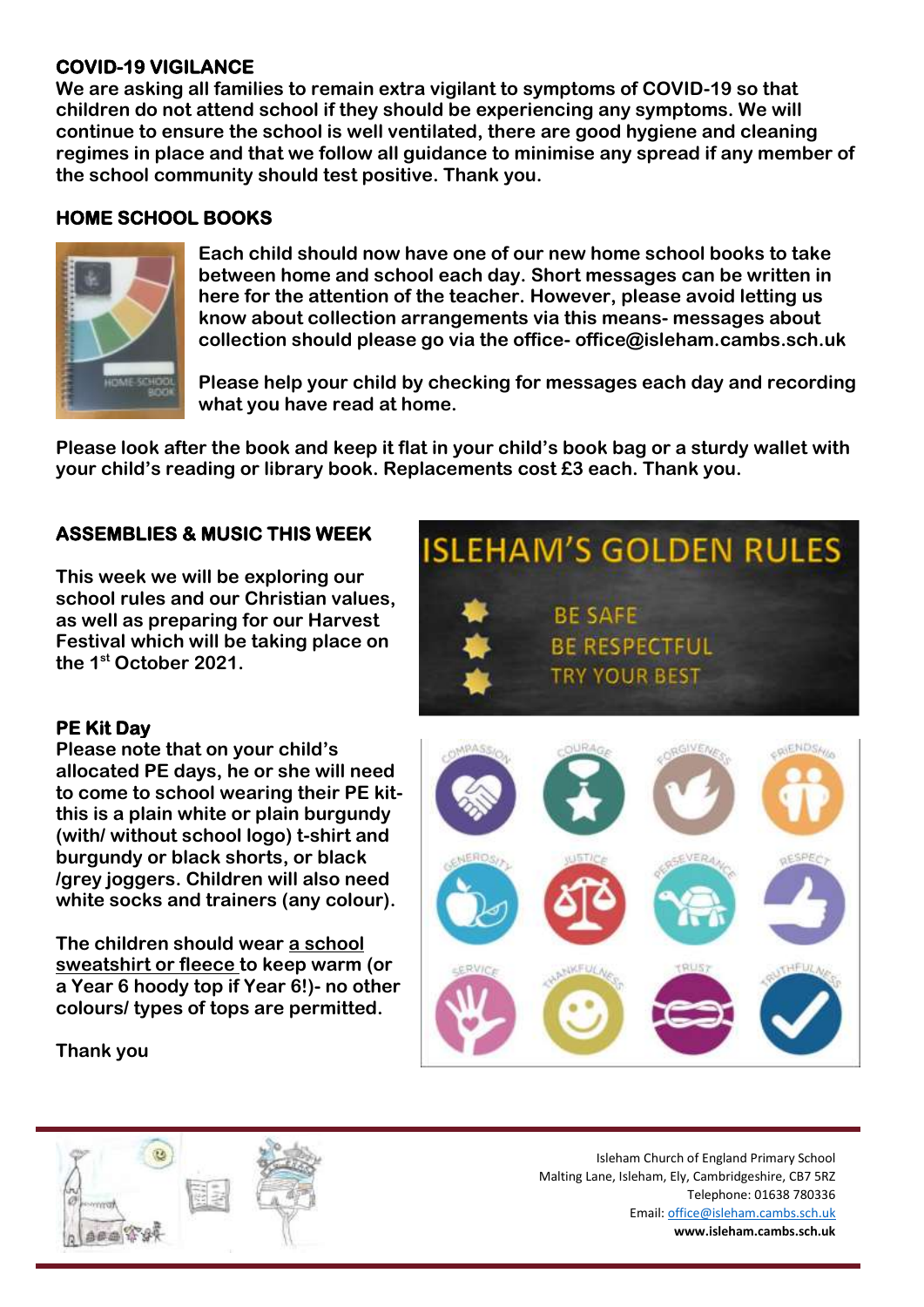## COVID-19 VIGILANCE

**We are asking all families to remain extra vigilant to symptoms of COVID-19 so that children do not attend school if they should be experiencing any symptoms. We will continue to ensure the school is well ventilated, there are good hygiene and cleaning regimes in place and that we follow all guidance to minimise any spread if any member of the school community should test positive. Thank you.**

## HOME SCHOOL BOOKS

**Each child should now have one of our new home school books to take between home and school each day. Short messages can be written in here for the attention of the teacher. However, please avoid letting us know about collection arrangements via this means- messages about collection should please go via the office- office@isleham.cambs.sch.uk**

**Please help your child by checking for messages each day and recording what you have read at home.**

**Please look after the book and keep it flat in your child's book bag or a sturdy wallet with your child's reading or library book. Replacements cost £3 each. Thank you.**

## ASSEMBLIES & MUSIC THIS WEEK

**This week we will be exploring our school rules and our Christian values, as well as preparing for our Harvest Festival which will be taking place on the 1st October 2021.**

## ISLEHAM'S GOLDEN RULES

- BE SAFE
- BE RESPECTFUL
- TRY YOUR BEST

COMPASSION, COURAGE, FORGIVENESS, FRIENDSHIP, GENEROSITY, JUSTICE, PERSEVERANCE, RESPECT, SERVICE, THANKFULNESS, TRUST, TRUTHFULNESS

## PE Kit Day

**Please note that on your child's allocated PE days, he or she will need to come to school wearing their PE kit- this is a plain white or plain burgundy (with/ without school logo) t-shirt and burgundy or black shorts, or black /grey joggers. Children will also need white socks and trainers (any colour).**

**The children should wear a school sweatshirt or fleece to keep warm (or a Year 6 hoody top if Year 6!)- no other colours/ types of tops are permitted.**

**Thank you**

Isleham Church of England Primary School
Malting Lane, Isleham, Ely, Cambridgeshire, CB7 5RZ
Telephone: 01638 780336
Email: office@isleham.cambs.sch.uk
**www.isleham.cambs.sch.uk**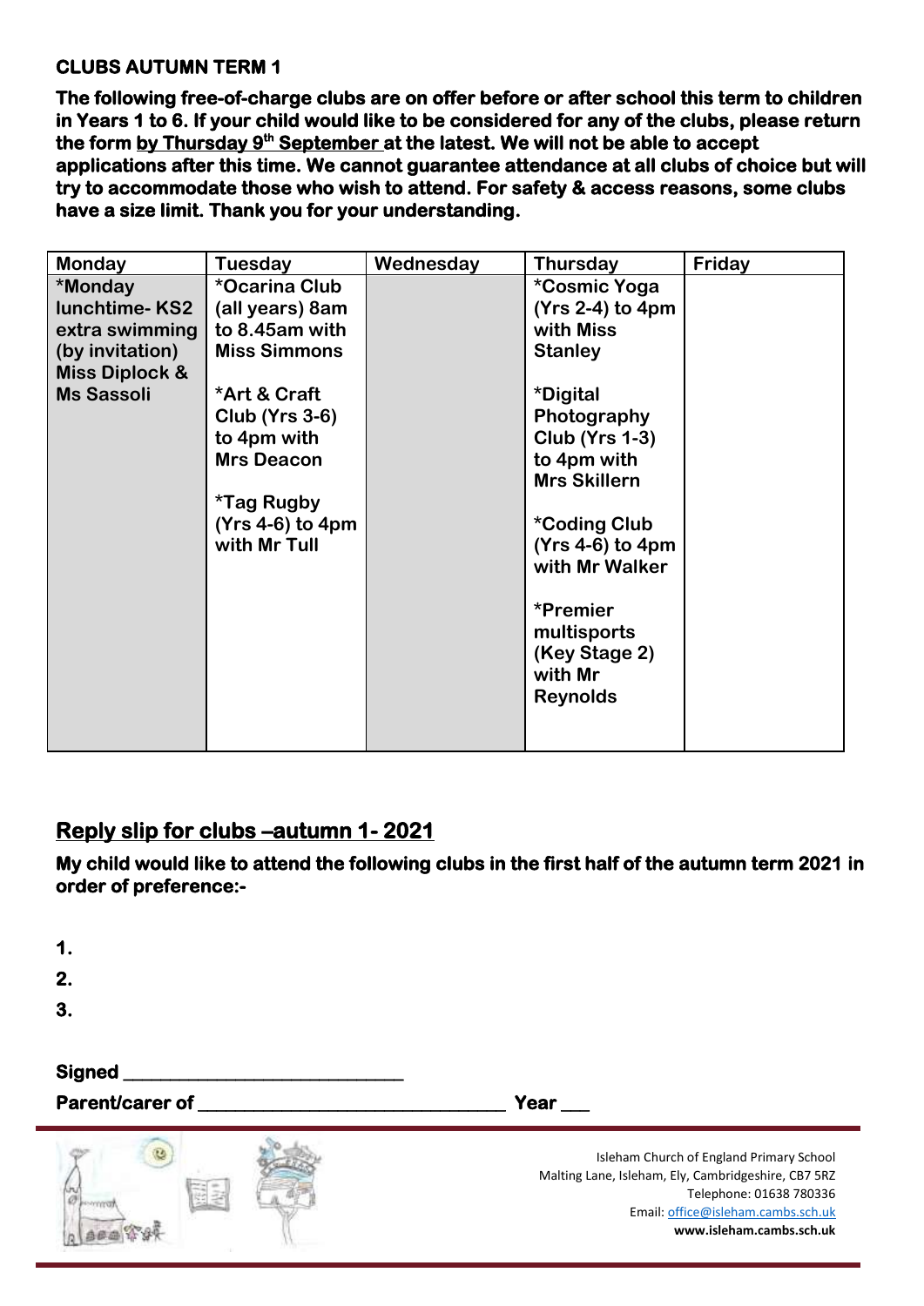**CLUBS AUTUMN TERM 1**

**The following free-of-charge clubs are on offer before or after school this term to children in Years 1 to 6. If your child would like to be considered for any of the clubs, please return the form <u>by Thursday 9th September</u> at the latest. We will not be able to accept applications after this time. We cannot guarantee attendance at all clubs of choice but will try to accommodate those who wish to attend. For safety & access reasons, some clubs have a size limit. Thank you for your understanding.**

| Monday | Tuesday | Wednesday | Thursday | Friday |
|---|---|---|---|---|
| *Monday lunchtime- KS2 extra swimming (by invitation) Miss Diplock & Ms Sassoli | *Ocarina Club (all years) 8am to 8.45am with Miss Simmons<br><br>*Art & Craft Club (Yrs 3-6) to 4pm with Mrs Deacon<br><br>*Tag Rugby (Yrs 4-6) to 4pm with Mr Tull | | *Cosmic Yoga (Yrs 2-4) to 4pm with Miss Stanley<br><br>*Digital Photography Club (Yrs 1-3) to 4pm with Mrs Skillern<br><br>*Coding Club (Yrs 4-6) to 4pm with Mr Walker<br><br>*Premier multisports (Key Stage 2) with Mr Reynolds | |

## Reply slip for clubs –autumn 1- 2021

**My child would like to attend the following clubs in the first half of the autumn term 2021 in order of preference:-**

**1.**

**2.**

**3.**

**Signed** ____________________________

**Parent/carer of** ________________________________ **Year** ___

Isleham Church of England Primary School
Malting Lane, Isleham, Ely, Cambridgeshire, CB7 5RZ
Telephone: 01638 780336
Email: office@isleham.cambs.sch.uk
**www.isleham.cambs.sch.uk**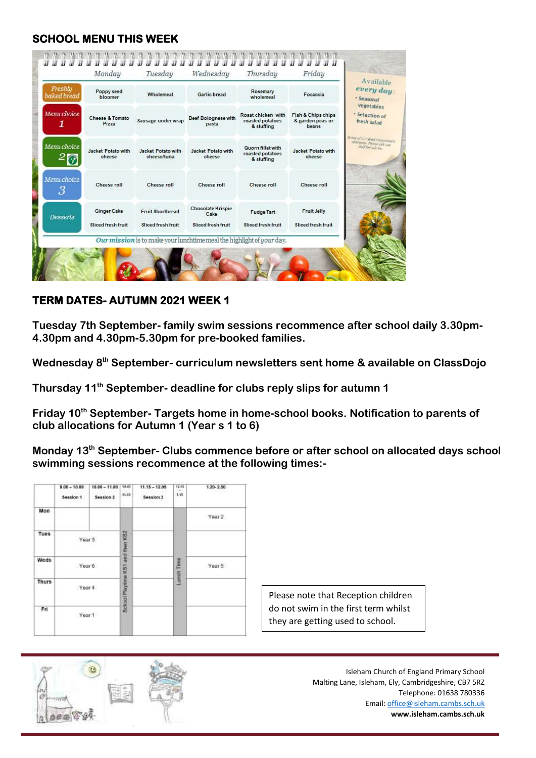## SCHOOL MENU THIS WEEK

| | Monday | Tuesday | Wednesday | Thursday | Friday |
|---|---|---|---|---|---|
| Freshly baked bread | Poppy seed bloomer | Wholemeal | Garlic bread | Rosemary wholemeal | Focaccia |
| Menu choice 1 | Cheese & Tomato Pizza | Sausage under wrap | Beef Bolognese with pasta | Roast chicken with roasted potatoes & stuffing | Fish & Chips chips & garden peas or beans |
| Menu choice 2 | Jacket Potato with cheese | Jacket Potato with cheese/tuna | Jacket Potato with cheese | Quorn fillet with roasted potatoes & stuffing | Jacket Potato with cheese |
| Menu choice 3 | Cheese roll | Cheese roll | Cheese roll | Cheese roll | Cheese roll |
| Desserts | Ginger Cake<br>Sliced fresh fruit | Fruit Shortbread<br>Sliced fresh fruit | Chocolate Krispie Cake<br>Sliced fresh fruit | Fudge Tart<br>Sliced fresh fruit | Fruit Jelly<br>Sliced fresh fruit |

Available every day:
- Seasonal vegetables
- Selection of fresh salad

Some of our food may contain allergens. Please ask our chef for advice.

*Our mission* is to make your lunchtime meal the highlight of *your* day.

## TERM DATES- AUTUMN 2021 WEEK 1

**Tuesday 7th September- family swim sessions recommence after school daily 3.30pm-4.30pm and 4.30pm-5.30pm for pre-booked families.**

**Wednesday 8th September- curriculum newsletters sent home & available on ClassDojo**

**Thursday 11th September- deadline for clubs reply slips for autumn 1**

**Friday 10th September- Targets home in home-school books. Notification to parents of club allocations for Autumn 1 (Year s 1 to 6)**

**Monday 13th September- Clubs commence before or after school on allocated days school swimming sessions recommence at the following times:-**

| | 9.00 – 10.00 Session 1 | 10.00 – 11.00 Session 2 | 10.45 - 11.15 | 11.15 – 12.05 Session 3 | 12.15 - 1.15 | 1.20- 2.50 |
|---|---|---|---|---|---|---|
| Mon | | | School Playtime KS1 and then KS2 | | Lunch Time | Year 2 |
| Tues | Year 3 | | | | | |
| Weds | Year 6 | | | | | Year 5 |
| Thurs | Year 4 | | | | | |
| Fri | Year 1 | | | | | |

Please note that Reception children do not swim in the first term whilst they are getting used to school.

Isleham Church of England Primary School
Malting Lane, Isleham, Ely, Cambridgeshire, CB7 5RZ
Telephone: 01638 780336
Email: office@isleham.cambs.sch.uk
**www.isleham.cambs.sch.uk**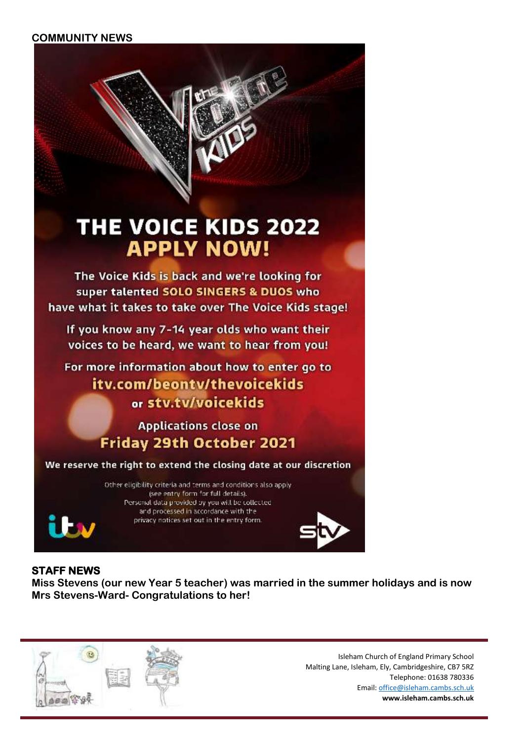## COMMUNITY NEWS

# THE VOICE KIDS 2022
## APPLY NOW!

The Voice Kids is back and we're looking for super talented **SOLO SINGERS & DUOS** who have what it takes to take over The Voice Kids stage!

If you know any 7-14 year olds who want their voices to be heard, we want to hear from you!

For more information about how to enter go to
**itv.com/beontv/thevoicekids**
or **stv.tv/voicekids**

Applications close on
**Friday 29th October 2021**

**We reserve the right to extend the closing date at our discretion**

Other eligibility criteria and terms and conditions also apply (see entry form for full details). Personal data provided by you will be collected and processed in accordance with the privacy notices set out in the entry form.

## STAFF NEWS

**Miss Stevens (our new Year 5 teacher) was married in the summer holidays and is now Mrs Stevens-Ward- Congratulations to her!**

Isleham Church of England Primary School
Malting Lane, Isleham, Ely, Cambridgeshire, CB7 5RZ
Telephone: 01638 780336
Email: office@isleham.cambs.sch.uk
**www.isleham.cambs.sch.uk**